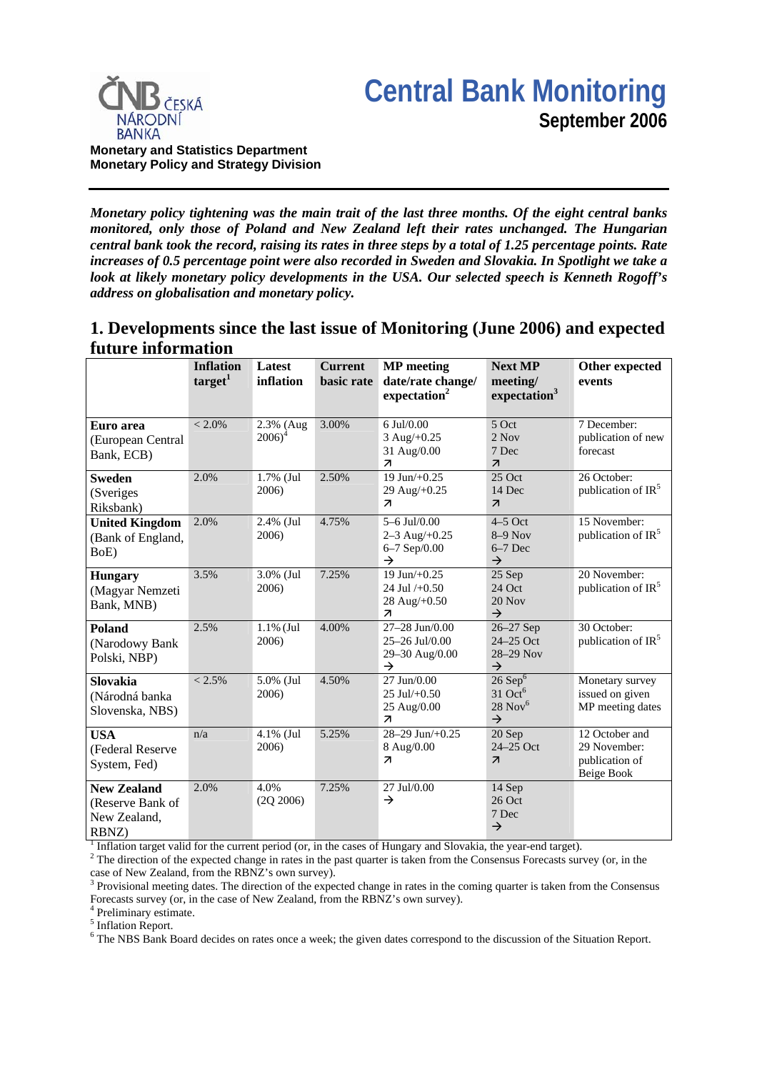# Central Bank Monitoring

**September 2006**

**Monetary and Statistics Department**
**Monetary Policy and Strategy Division**

***Monetary policy tightening was the main trait of the last three months. Of the eight central banks monitored, only those of Poland and New Zealand left their rates unchanged. The Hungarian central bank took the record, raising its rates in three steps by a total of 1.25 percentage points. Rate increases of 0.5 percentage point were also recorded in Sweden and Slovakia. In Spotlight we take a look at likely monetary policy developments in the USA. Our selected speech is Kenneth Rogoff's address on globalisation and monetary policy.***

## 1. Developments since the last issue of Monitoring (June 2006) and expected future information

| | Inflation target[1] | Latest inflation | Current basic rate | MP meeting date/rate change/ expectation[2] | Next MP meeting/ expectation[3] | Other expected events |
|---|---|---|---|---|---|---|
| **Euro area** (European Central Bank, ECB) | < 2.0% | 2.3% (Aug 2006)[4] | 3.00% | 6 Jul/0.00<br>3 Aug/+0.25<br>31 Aug/0.00<br>↗ | 5 Oct<br>2 Nov<br>7 Dec<br>↗ | 7 December: publication of new forecast |
| **Sweden** (Sveriges Riksbank) | 2.0% | 1.7% (Jul 2006) | 2.50% | 19 Jun/+0.25<br>29 Aug/+0.25<br>↗ | 25 Oct<br>14 Dec<br>↗ | 26 October: publication of IR[5] |
| **United Kingdom** (Bank of England, BoE) | 2.0% | 2.4% (Jul 2006) | 4.75% | 5–6 Jul/0.00<br>2–3 Aug/+0.25<br>6–7 Sep/0.00<br>→ | 4–5 Oct<br>8–9 Nov<br>6–7 Dec<br>→ | 15 November: publication of IR[5] |
| **Hungary** (Magyar Nemzeti Bank, MNB) | 3.5% | 3.0% (Jul 2006) | 7.25% | 19 Jun/+0.25<br>24 Jul /+0.50<br>28 Aug/+0.50<br>↗ | 25 Sep<br>24 Oct<br>20 Nov<br>→ | 20 November: publication of IR[5] |
| **Poland** (Narodowy Bank Polski, NBP) | 2.5% | 1.1% (Jul 2006) | 4.00% | 27–28 Jun/0.00<br>25–26 Jul/0.00<br>29–30 Aug/0.00<br>→ | 26–27 Sep<br>24–25 Oct<br>28–29 Nov<br>→ | 30 October: publication of IR[5] |
| **Slovakia** (Národná banka Slovenska, NBS) | < 2.5% | 5.0% (Jul 2006) | 4.50% | 27 Jun/0.00<br>25 Jul/+0.50<br>25 Aug/0.00<br>↗ | 26 Sep[6]<br>31 Oct[6]<br>28 Nov[6]<br>→ | Monetary survey issued on given MP meeting dates |
| **USA** (Federal Reserve System, Fed) | n/a | 4.1% (Jul 2006) | 5.25% | 28–29 Jun/+0.25<br>8 Aug/0.00<br>↗ | 20 Sep<br>24–25 Oct<br>↗ | 12 October and 29 November: publication of Beige Book |
| **New Zealand** (Reserve Bank of New Zealand, RBNZ) | 2.0% | 4.0% (2Q 2006) | 7.25% | 27 Jul/0.00<br>→ | 14 Sep<br>26 Oct<br>7 Dec<br>→ | |

[1] Inflation target valid for the current period (or, in the cases of Hungary and Slovakia, the year-end target).
[2] The direction of the expected change in rates in the past quarter is taken from the Consensus Forecasts survey (or, in the case of New Zealand, from the RBNZ's own survey).
[3] Provisional meeting dates. The direction of the expected change in rates in the coming quarter is taken from the Consensus Forecasts survey (or, in the case of New Zealand, from the RBNZ's own survey).
[4] Preliminary estimate.
[5] Inflation Report.
[6] The NBS Bank Board decides on rates once a week; the given dates correspond to the discussion of the Situation Report.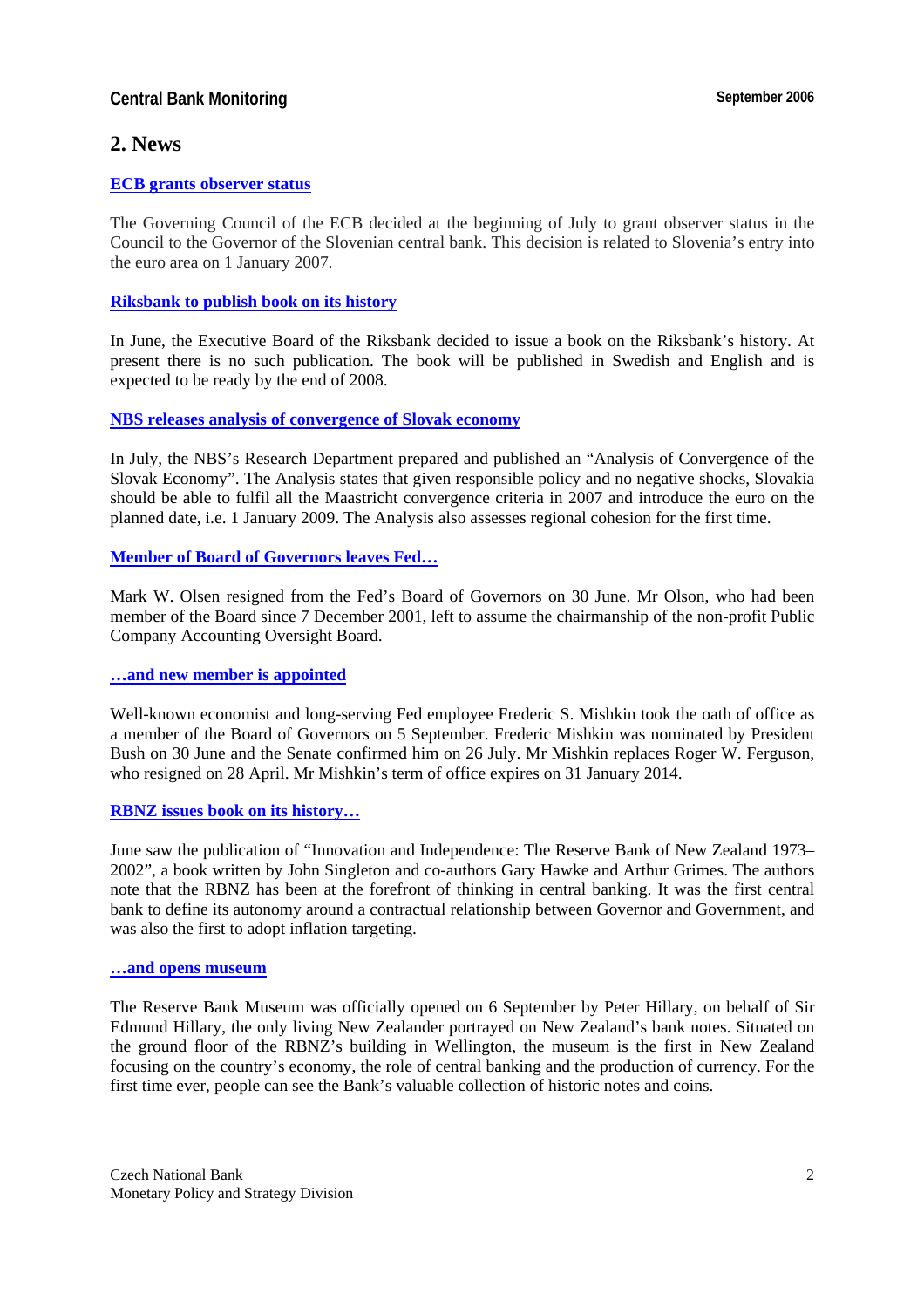## 2. News

**ECB grants observer status**

The Governing Council of the ECB decided at the beginning of July to grant observer status in the Council to the Governor of the Slovenian central bank. This decision is related to Slovenia's entry into the euro area on 1 January 2007.

**Riksbank to publish book on its history**

In June, the Executive Board of the Riksbank decided to issue a book on the Riksbank's history. At present there is no such publication. The book will be published in Swedish and English and is expected to be ready by the end of 2008.

**NBS releases analysis of convergence of Slovak economy**

In July, the NBS's Research Department prepared and published an "Analysis of Convergence of the Slovak Economy". The Analysis states that given responsible policy and no negative shocks, Slovakia should be able to fulfil all the Maastricht convergence criteria in 2007 and introduce the euro on the planned date, i.e. 1 January 2009. The Analysis also assesses regional cohesion for the first time.

**Member of Board of Governors leaves Fed…**

Mark W. Olsen resigned from the Fed's Board of Governors on 30 June. Mr Olson, who had been member of the Board since 7 December 2001, left to assume the chairmanship of the non-profit Public Company Accounting Oversight Board.

**…and new member is appointed**

Well-known economist and long-serving Fed employee Frederic S. Mishkin took the oath of office as a member of the Board of Governors on 5 September. Frederic Mishkin was nominated by President Bush on 30 June and the Senate confirmed him on 26 July. Mr Mishkin replaces Roger W. Ferguson, who resigned on 28 April. Mr Mishkin's term of office expires on 31 January 2014.

**RBNZ issues book on its history…**

June saw the publication of "Innovation and Independence: The Reserve Bank of New Zealand 1973–2002", a book written by John Singleton and co-authors Gary Hawke and Arthur Grimes. The authors note that the RBNZ has been at the forefront of thinking in central banking. It was the first central bank to define its autonomy around a contractual relationship between Governor and Government, and was also the first to adopt inflation targeting.

**…and opens museum**

The Reserve Bank Museum was officially opened on 6 September by Peter Hillary, on behalf of Sir Edmund Hillary, the only living New Zealander portrayed on New Zealand's bank notes. Situated on the ground floor of the RBNZ's building in Wellington, the museum is the first in New Zealand focusing on the country's economy, the role of central banking and the production of currency. For the first time ever, people can see the Bank's valuable collection of historic notes and coins.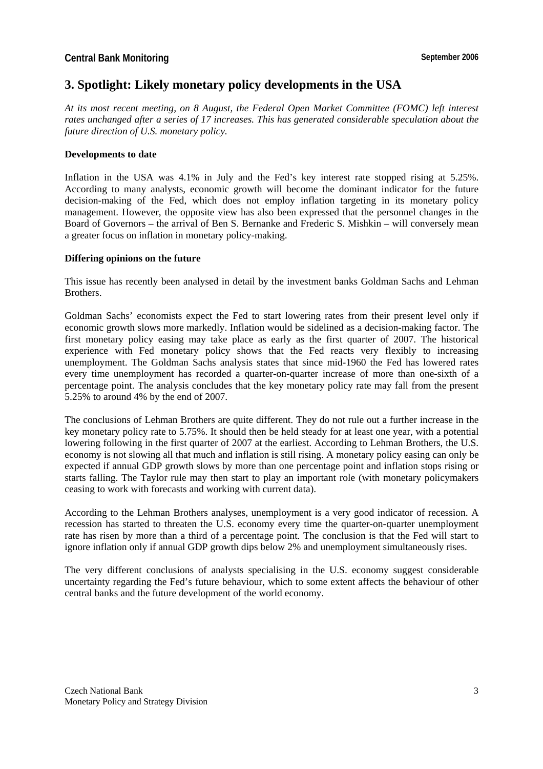# 3. Spotlight: Likely monetary policy developments in the USA

*At its most recent meeting, on 8 August, the Federal Open Market Committee (FOMC) left interest rates unchanged after a series of 17 increases. This has generated considerable speculation about the future direction of U.S. monetary policy.*

**Developments to date**

Inflation in the USA was 4.1% in July and the Fed's key interest rate stopped rising at 5.25%. According to many analysts, economic growth will become the dominant indicator for the future decision-making of the Fed, which does not employ inflation targeting in its monetary policy management. However, the opposite view has also been expressed that the personnel changes in the Board of Governors – the arrival of Ben S. Bernanke and Frederic S. Mishkin – will conversely mean a greater focus on inflation in monetary policy-making.

**Differing opinions on the future**

This issue has recently been analysed in detail by the investment banks Goldman Sachs and Lehman Brothers.

Goldman Sachs' economists expect the Fed to start lowering rates from their present level only if economic growth slows more markedly. Inflation would be sidelined as a decision-making factor. The first monetary policy easing may take place as early as the first quarter of 2007. The historical experience with Fed monetary policy shows that the Fed reacts very flexibly to increasing unemployment. The Goldman Sachs analysis states that since mid-1960 the Fed has lowered rates every time unemployment has recorded a quarter-on-quarter increase of more than one-sixth of a percentage point. The analysis concludes that the key monetary policy rate may fall from the present 5.25% to around 4% by the end of 2007.

The conclusions of Lehman Brothers are quite different. They do not rule out a further increase in the key monetary policy rate to 5.75%. It should then be held steady for at least one year, with a potential lowering following in the first quarter of 2007 at the earliest. According to Lehman Brothers, the U.S. economy is not slowing all that much and inflation is still rising. A monetary policy easing can only be expected if annual GDP growth slows by more than one percentage point and inflation stops rising or starts falling. The Taylor rule may then start to play an important role (with monetary policymakers ceasing to work with forecasts and working with current data).

According to the Lehman Brothers analyses, unemployment is a very good indicator of recession. A recession has started to threaten the U.S. economy every time the quarter-on-quarter unemployment rate has risen by more than a third of a percentage point. The conclusion is that the Fed will start to ignore inflation only if annual GDP growth dips below 2% and unemployment simultaneously rises.

The very different conclusions of analysts specialising in the U.S. economy suggest considerable uncertainty regarding the Fed's future behaviour, which to some extent affects the behaviour of other central banks and the future development of the world economy.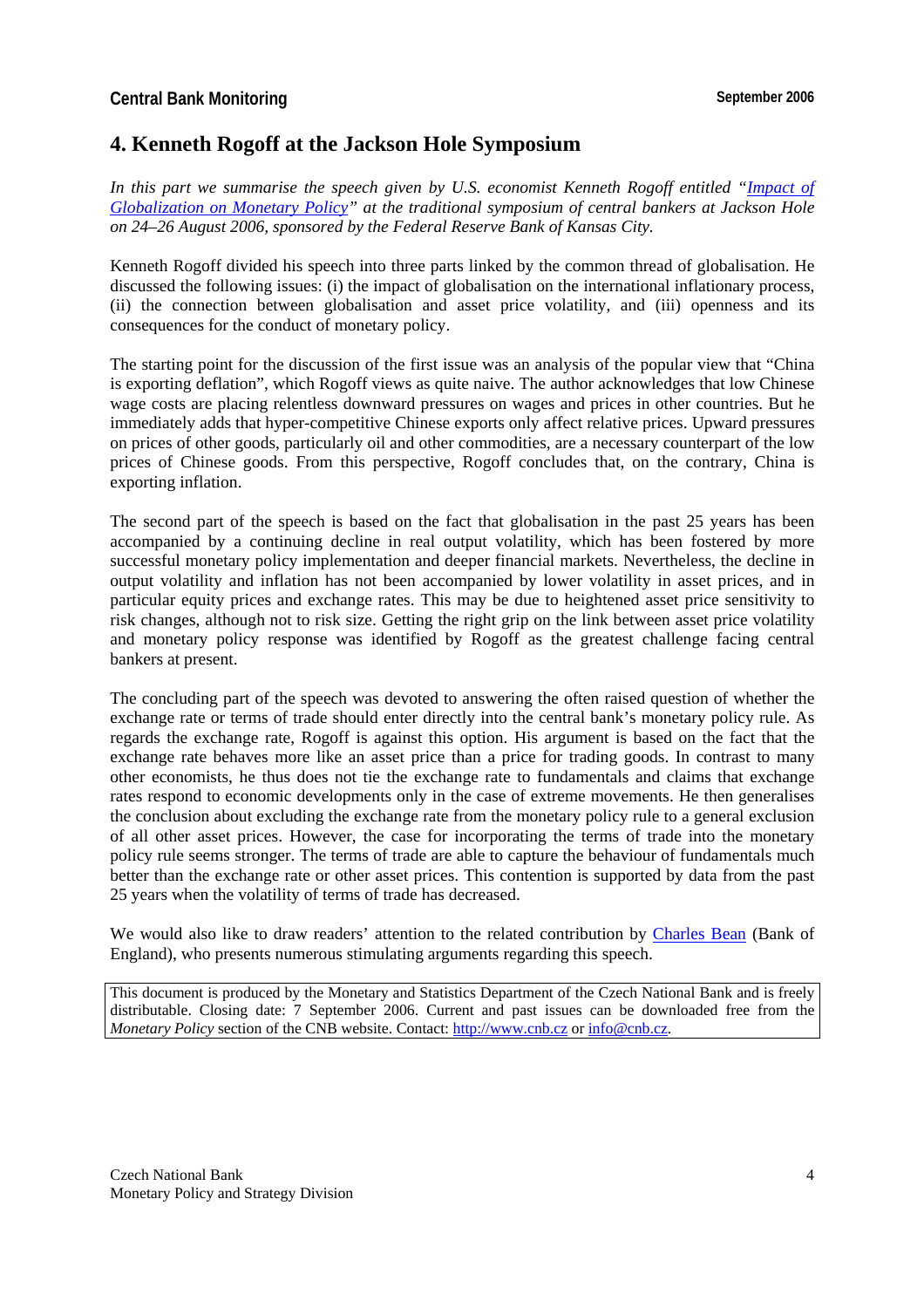## 4. Kenneth Rogoff at the Jackson Hole Symposium

*In this part we summarise the speech given by U.S. economist Kenneth Rogoff entitled "Impact of Globalization on Monetary Policy" at the traditional symposium of central bankers at Jackson Hole on 24–26 August 2006, sponsored by the Federal Reserve Bank of Kansas City.*

Kenneth Rogoff divided his speech into three parts linked by the common thread of globalisation. He discussed the following issues: (i) the impact of globalisation on the international inflationary process, (ii) the connection between globalisation and asset price volatility, and (iii) openness and its consequences for the conduct of monetary policy.

The starting point for the discussion of the first issue was an analysis of the popular view that "China is exporting deflation", which Rogoff views as quite naive. The author acknowledges that low Chinese wage costs are placing relentless downward pressures on wages and prices in other countries. But he immediately adds that hyper-competitive Chinese exports only affect relative prices. Upward pressures on prices of other goods, particularly oil and other commodities, are a necessary counterpart of the low prices of Chinese goods. From this perspective, Rogoff concludes that, on the contrary, China is exporting inflation.

The second part of the speech is based on the fact that globalisation in the past 25 years has been accompanied by a continuing decline in real output volatility, which has been fostered by more successful monetary policy implementation and deeper financial markets. Nevertheless, the decline in output volatility and inflation has not been accompanied by lower volatility in asset prices, and in particular equity prices and exchange rates. This may be due to heightened asset price sensitivity to risk changes, although not to risk size. Getting the right grip on the link between asset price volatility and monetary policy response was identified by Rogoff as the greatest challenge facing central bankers at present.

The concluding part of the speech was devoted to answering the often raised question of whether the exchange rate or terms of trade should enter directly into the central bank's monetary policy rule. As regards the exchange rate, Rogoff is against this option. His argument is based on the fact that the exchange rate behaves more like an asset price than a price for trading goods. In contrast to many other economists, he thus does not tie the exchange rate to fundamentals and claims that exchange rates respond to economic developments only in the case of extreme movements. He then generalises the conclusion about excluding the exchange rate from the monetary policy rule to a general exclusion of all other asset prices. However, the case for incorporating the terms of trade into the monetary policy rule seems stronger. The terms of trade are able to capture the behaviour of fundamentals much better than the exchange rate or other asset prices. This contention is supported by data from the past 25 years when the volatility of terms of trade has decreased.

We would also like to draw readers' attention to the related contribution by Charles Bean (Bank of England), who presents numerous stimulating arguments regarding this speech.

This document is produced by the Monetary and Statistics Department of the Czech National Bank and is freely distributable. Closing date: 7 September 2006. Current and past issues can be downloaded free from the *Monetary Policy* section of the CNB website. Contact: http://www.cnb.cz or info@cnb.cz.